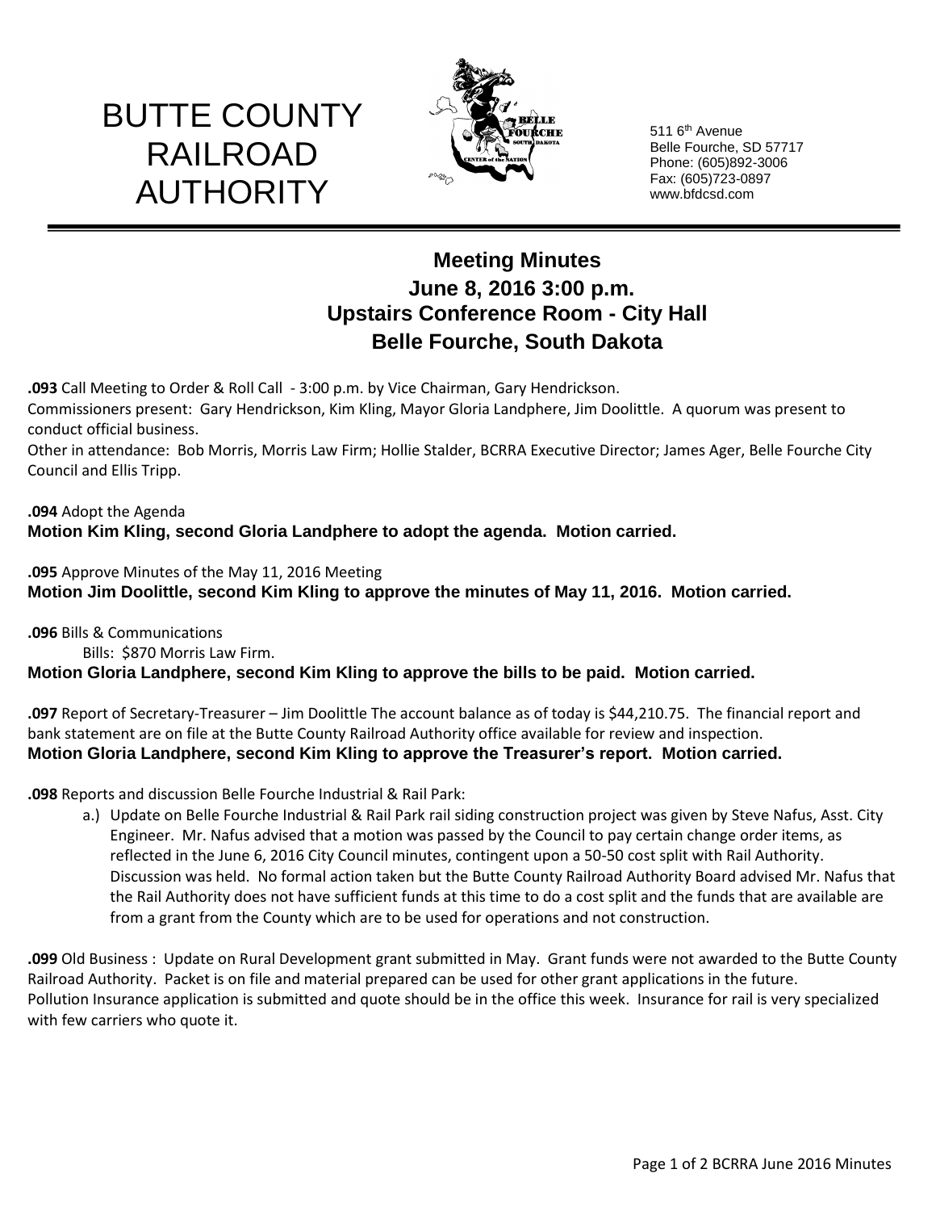# BUTTE COUNTY RAILROAD AUTHORITY

511 6th Avenue
Belle Fourche, SD 57717
Phone: (605)892-3006
Fax: (605)723-0897
www.bfdcsd.com

## Meeting Minutes
## June 8, 2016 3:00 p.m.
## Upstairs Conference Room - City Hall
## Belle Fourche, South Dakota

**.093** Call Meeting to Order & Roll Call - 3:00 p.m. by Vice Chairman, Gary Hendrickson.
Commissioners present: Gary Hendrickson, Kim Kling, Mayor Gloria Landphere, Jim Doolittle. A quorum was present to conduct official business.
Other in attendance: Bob Morris, Morris Law Firm; Hollie Stalder, BCRRA Executive Director; James Ager, Belle Fourche City Council and Ellis Tripp.

**.094** Adopt the Agenda
**Motion Kim Kling, second Gloria Landphere to adopt the agenda. Motion carried.**

**.095** Approve Minutes of the May 11, 2016 Meeting
**Motion Jim Doolittle, second Kim Kling to approve the minutes of May 11, 2016. Motion carried.**

**.096** Bills & Communications
Bills: $870 Morris Law Firm.
**Motion Gloria Landphere, second Kim Kling to approve the bills to be paid. Motion carried.**

**.097** Report of Secretary-Treasurer – Jim Doolittle The account balance as of today is $44,210.75. The financial report and bank statement are on file at the Butte County Railroad Authority office available for review and inspection.
**Motion Gloria Landphere, second Kim Kling to approve the Treasurer's report. Motion carried.**

**.098** Reports and discussion Belle Fourche Industrial & Rail Park:

a.) Update on Belle Fourche Industrial & Rail Park rail siding construction project was given by Steve Nafus, Asst. City Engineer. Mr. Nafus advised that a motion was passed by the Council to pay certain change order items, as reflected in the June 6, 2016 City Council minutes, contingent upon a 50-50 cost split with Rail Authority. Discussion was held. No formal action taken but the Butte County Railroad Authority Board advised Mr. Nafus that the Rail Authority does not have sufficient funds at this time to do a cost split and the funds that are available are from a grant from the County which are to be used for operations and not construction.

**.099** Old Business : Update on Rural Development grant submitted in May. Grant funds were not awarded to the Butte County Railroad Authority. Packet is on file and material prepared can be used for other grant applications in the future.
Pollution Insurance application is submitted and quote should be in the office this week. Insurance for rail is very specialized with few carriers who quote it.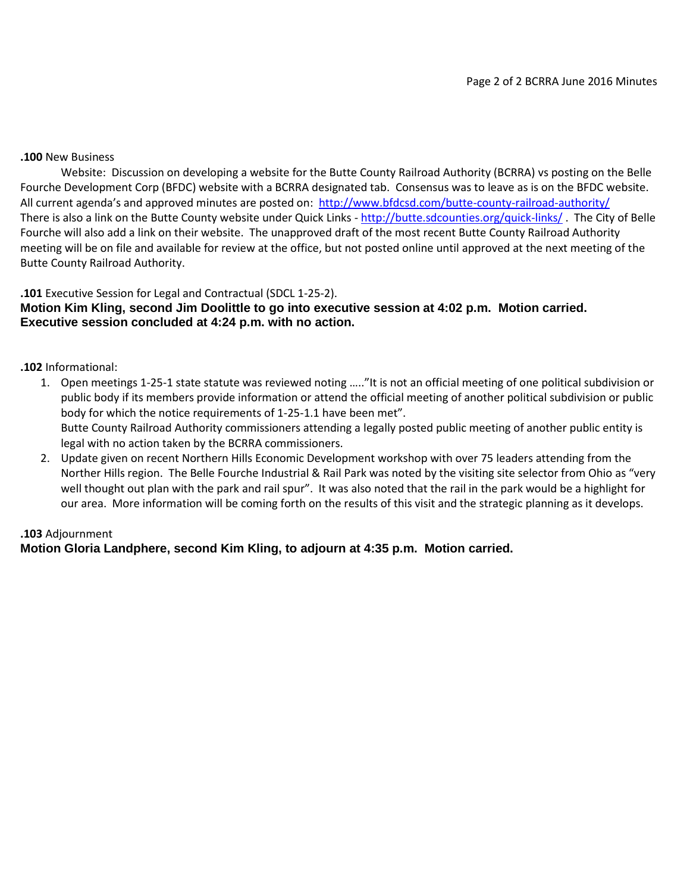**.100** New Business

Website: Discussion on developing a website for the Butte County Railroad Authority (BCRRA) vs posting on the Belle Fourche Development Corp (BFDC) website with a BCRRA designated tab. Consensus was to leave as is on the BFDC website. All current agenda's and approved minutes are posted on: http://www.bfdcsd.com/butte-county-railroad-authority/ There is also a link on the Butte County website under Quick Links - http://butte.sdcounties.org/quick-links/ . The City of Belle Fourche will also add a link on their website. The unapproved draft of the most recent Butte County Railroad Authority meeting will be on file and available for review at the office, but not posted online until approved at the next meeting of the Butte County Railroad Authority.

**.101** Executive Session for Legal and Contractual (SDCL 1-25-2).

**Motion Kim Kling, second Jim Doolittle to go into executive session at 4:02 p.m. Motion carried. Executive session concluded at 4:24 p.m. with no action.**

**.102** Informational:

1. Open meetings 1-25-1 state statute was reviewed noting ….."It is not an official meeting of one political subdivision or public body if its members provide information or attend the official meeting of another political subdivision or public body for which the notice requirements of 1-25-1.1 have been met".
   Butte County Railroad Authority commissioners attending a legally posted public meeting of another public entity is legal with no action taken by the BCRRA commissioners.
2. Update given on recent Northern Hills Economic Development workshop with over 75 leaders attending from the Norther Hills region. The Belle Fourche Industrial & Rail Park was noted by the visiting site selector from Ohio as "very well thought out plan with the park and rail spur". It was also noted that the rail in the park would be a highlight for our area. More information will be coming forth on the results of this visit and the strategic planning as it develops.

**.103** Adjournment

**Motion Gloria Landphere, second Kim Kling, to adjourn at 4:35 p.m. Motion carried.**